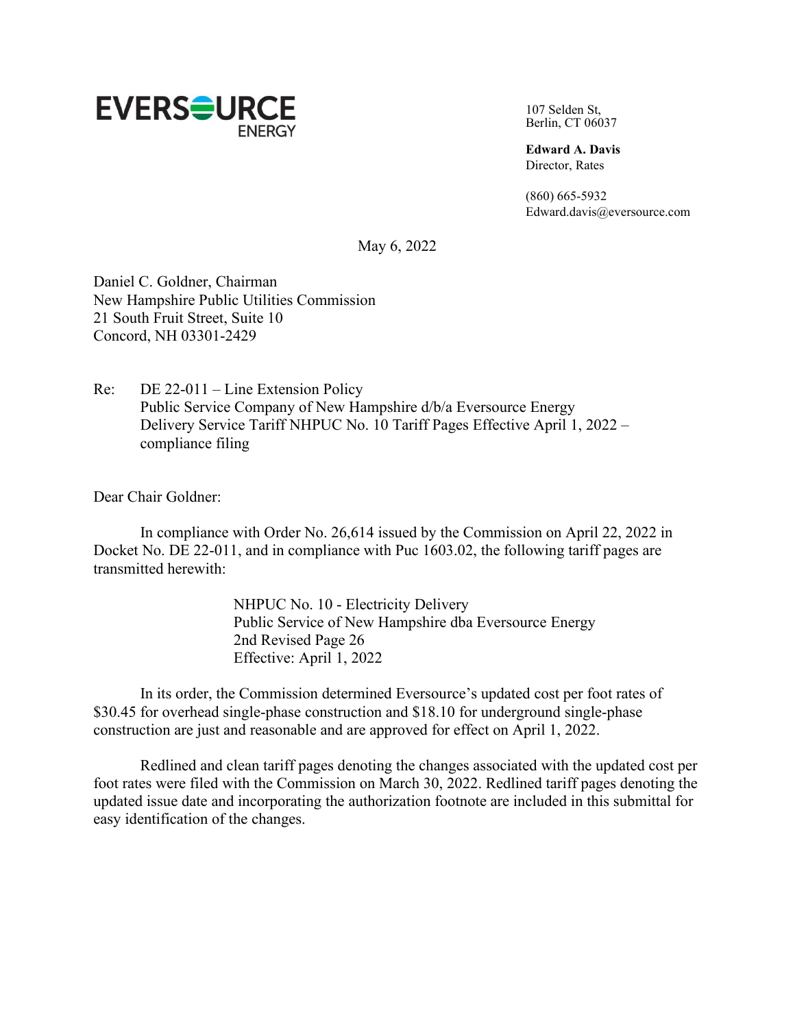EVERSOURCE ENERGY

107 Selden St,
Berlin, CT 06037

**Edward A. Davis**
Director, Rates

(860) 665-5932
Edward.davis@eversource.com

May 6, 2022

Daniel C. Goldner, Chairman
New Hampshire Public Utilities Commission
21 South Fruit Street, Suite 10
Concord, NH 03301-2429

Re: DE 22-011 – Line Extension Policy
Public Service Company of New Hampshire d/b/a Eversource Energy
Delivery Service Tariff NHPUC No. 10 Tariff Pages Effective April 1, 2022 – compliance filing

Dear Chair Goldner:

In compliance with Order No. 26,614 issued by the Commission on April 22, 2022 in Docket No. DE 22-011, and in compliance with Puc 1603.02, the following tariff pages are transmitted herewith:

NHPUC No. 10 - Electricity Delivery
Public Service of New Hampshire dba Eversource Energy
2nd Revised Page 26
Effective: April 1, 2022

In its order, the Commission determined Eversource's updated cost per foot rates of $30.45 for overhead single-phase construction and $18.10 for underground single-phase construction are just and reasonable and are approved for effect on April 1, 2022.

Redlined and clean tariff pages denoting the changes associated with the updated cost per foot rates were filed with the Commission on March 30, 2022. Redlined tariff pages denoting the updated issue date and incorporating the authorization footnote are included in this submittal for easy identification of the changes.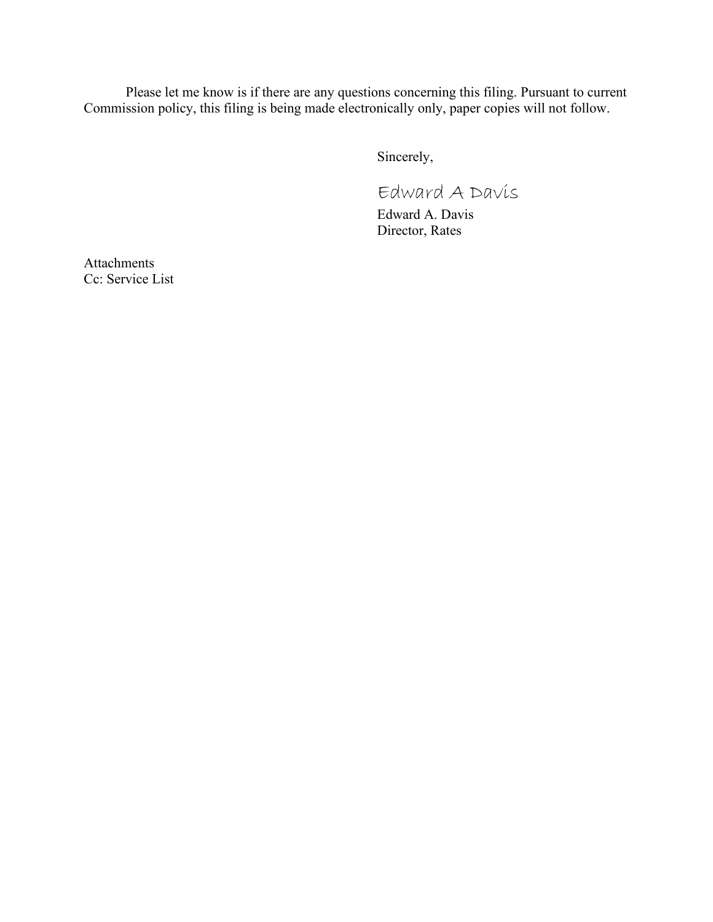Please let me know is if there are any questions concerning this filing. Pursuant to current Commission policy, this filing is being made electronically only, paper copies will not follow.

Sincerely,

Edward A Davis

Edward A. Davis
Director, Rates

Attachments
Cc: Service List